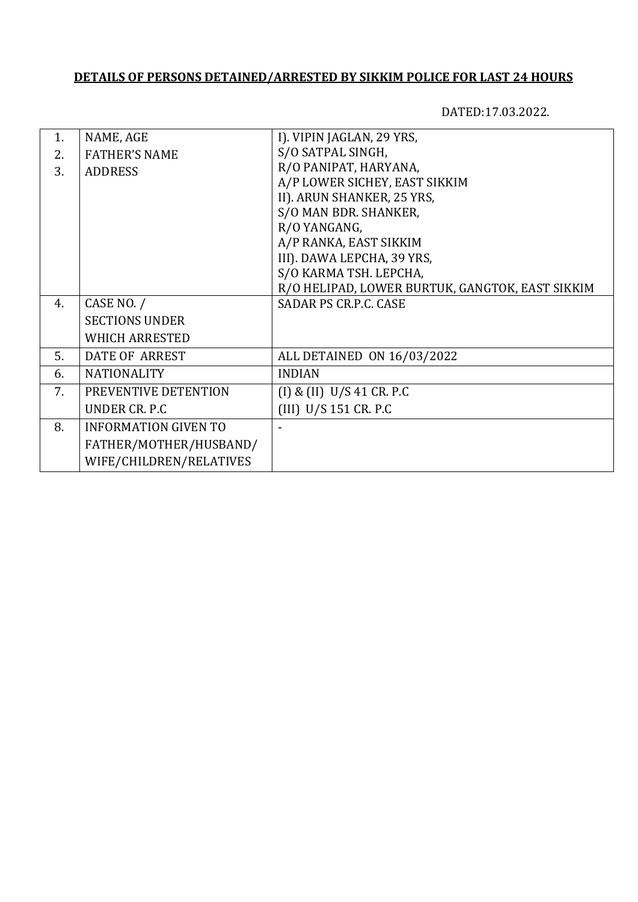**DETAILS OF PERSONS DETAINED/ARRESTED BY SIKKIM POLICE FOR LAST 24 HOURS**

DATED:17.03.2022.

| | | |
|---|---|---|
| 1.<br>2.<br>3. | NAME, AGE<br>FATHER'S NAME<br>ADDRESS | I). VIPIN JAGLAN, 29 YRS,<br>S/O SATPAL SINGH,<br>R/O PANIPAT, HARYANA,<br>A/P LOWER SICHEY, EAST SIKKIM<br>II). ARUN SHANKER, 25 YRS,<br>S/O MAN BDR. SHANKER,<br>R/O YANGANG,<br>A/P RANKA, EAST SIKKIM<br>III). DAWA LEPCHA, 39 YRS,<br>S/O KARMA TSH. LEPCHA,<br>R/O HELIPAD, LOWER BURTUK, GANGTOK, EAST SIKKIM |
| 4. | CASE NO. /<br>SECTIONS UNDER<br>WHICH ARRESTED | SADAR PS CR.P.C. CASE |
| 5. | DATE OF ARREST | ALL DETAINED ON 16/03/2022 |
| 6. | NATIONALITY | INDIAN |
| 7. | PREVENTIVE DETENTION<br>UNDER CR. P.C | (I) & (II) U/S 41 CR. P.C<br>(III) U/S 151 CR. P.C |
| 8. | INFORMATION GIVEN TO<br>FATHER/MOTHER/HUSBAND/<br>WIFE/CHILDREN/RELATIVES | - |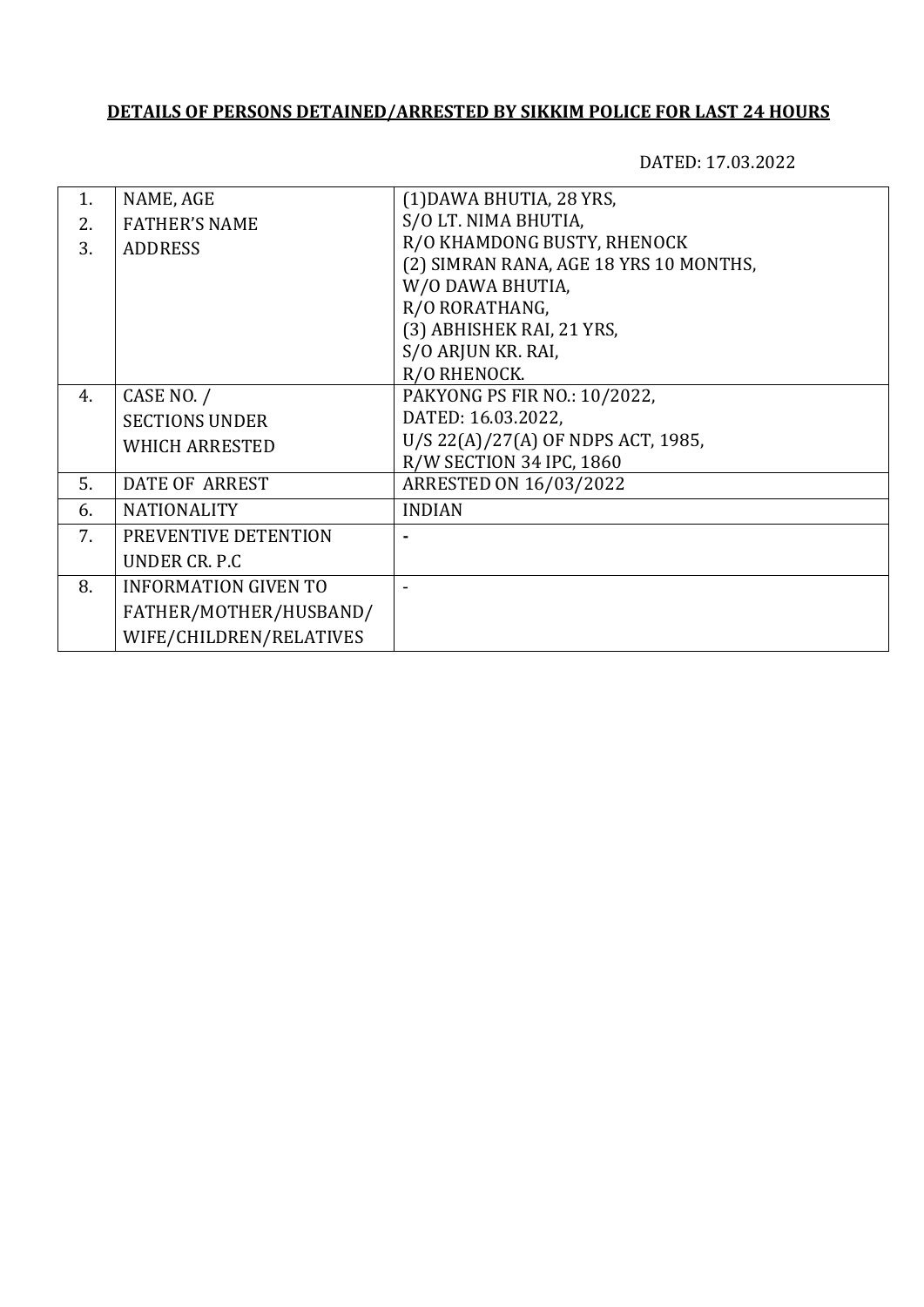**DETAILS OF PERSONS DETAINED/ARRESTED BY SIKKIM POLICE FOR LAST 24 HOURS**

DATED: 17.03.2022

| | | |
|---|---|---|
| 1.<br>2.<br>3. | NAME, AGE<br>FATHER'S NAME<br>ADDRESS | (1)DAWA BHUTIA, 28 YRS,<br>S/O LT. NIMA BHUTIA,<br>R/O KHAMDONG BUSTY, RHENOCK<br>(2) SIMRAN RANA, AGE 18 YRS 10 MONTHS,<br>W/O DAWA BHUTIA,<br>R/O RORATHANG,<br>(3) ABHISHEK RAI, 21 YRS,<br>S/O ARJUN KR. RAI,<br>R/O RHENOCK. |
| 4. | CASE NO. /<br>SECTIONS UNDER<br>WHICH ARRESTED | PAKYONG PS FIR NO.: 10/2022,<br>DATED: 16.03.2022,<br>U/S 22(A)/27(A) OF NDPS ACT, 1985,<br>R/W SECTION 34 IPC, 1860 |
| 5. | DATE OF ARREST | ARRESTED ON 16/03/2022 |
| 6. | NATIONALITY | INDIAN |
| 7. | PREVENTIVE DETENTION UNDER CR. P.C | - |
| 8. | INFORMATION GIVEN TO FATHER/MOTHER/HUSBAND/ WIFE/CHILDREN/RELATIVES | - |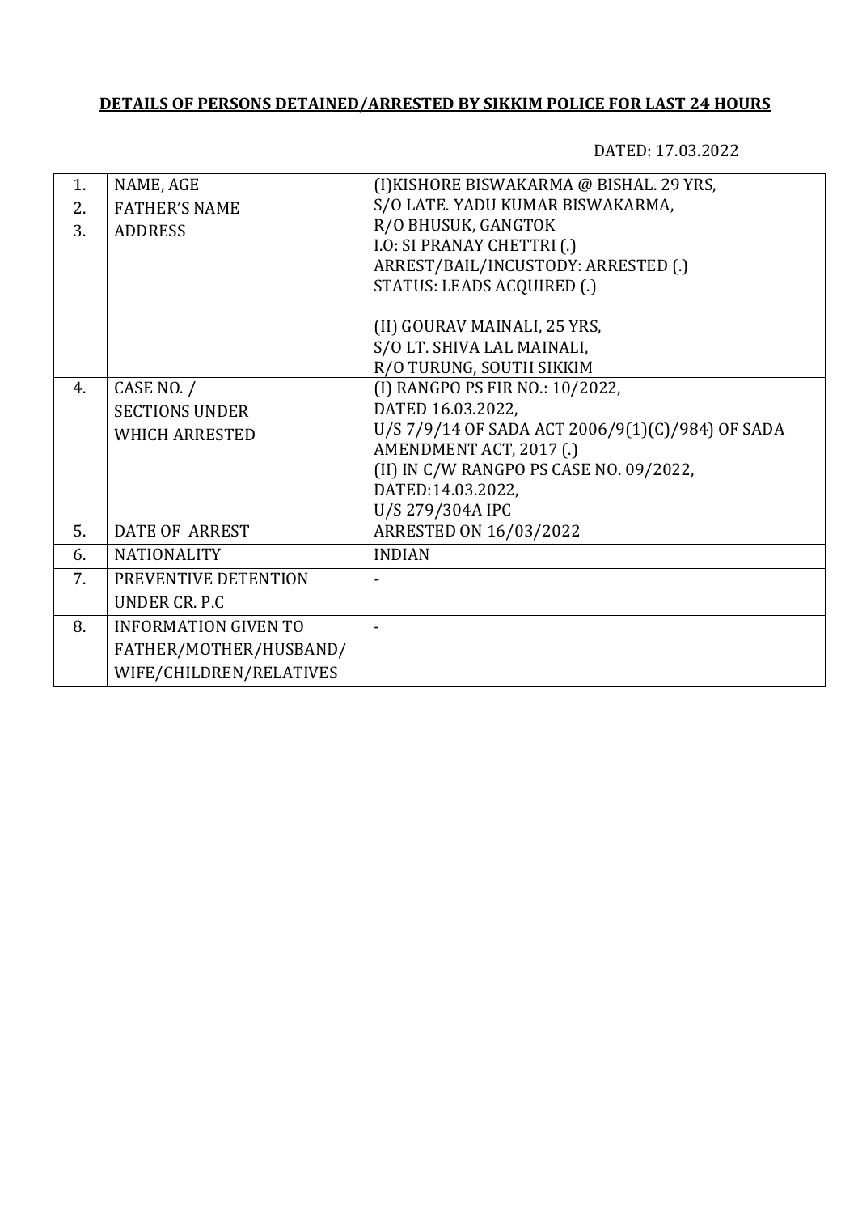**DETAILS OF PERSONS DETAINED/ARRESTED BY SIKKIM POLICE FOR LAST 24 HOURS**

DATED: 17.03.2022

| | | |
|---|---|---|
| 1.<br>2.<br>3. | NAME, AGE<br>FATHER'S NAME<br>ADDRESS | (I)KISHORE BISWAKARMA @ BISHAL. 29 YRS,<br>S/O LATE. YADU KUMAR BISWAKARMA,<br>R/O BHUSUK, GANGTOK<br>I.O: SI PRANAY CHETTRI (.)<br>ARREST/BAIL/INCUSTODY: ARRESTED (.)<br>STATUS: LEADS ACQUIRED (.)<br><br>(II) GOURAV MAINALI, 25 YRS,<br>S/O LT. SHIVA LAL MAINALI,<br>R/O TURUNG, SOUTH SIKKIM |
| 4. | CASE NO. /<br>SECTIONS UNDER<br>WHICH ARRESTED | (I) RANGPO PS FIR NO.: 10/2022,<br>DATED 16.03.2022,<br>U/S 7/9/14 OF SADA ACT 2006/9(1)(C)/984) OF SADA AMENDMENT ACT, 2017 (.)<br>(II) IN C/W RANGPO PS CASE NO. 09/2022,<br>DATED:14.03.2022,<br>U/S 279/304A IPC |
| 5. | DATE OF ARREST | ARRESTED ON 16/03/2022 |
| 6. | NATIONALITY | INDIAN |
| 7. | PREVENTIVE DETENTION<br>UNDER CR. P.C | - |
| 8. | INFORMATION GIVEN TO<br>FATHER/MOTHER/HUSBAND/<br>WIFE/CHILDREN/RELATIVES | - |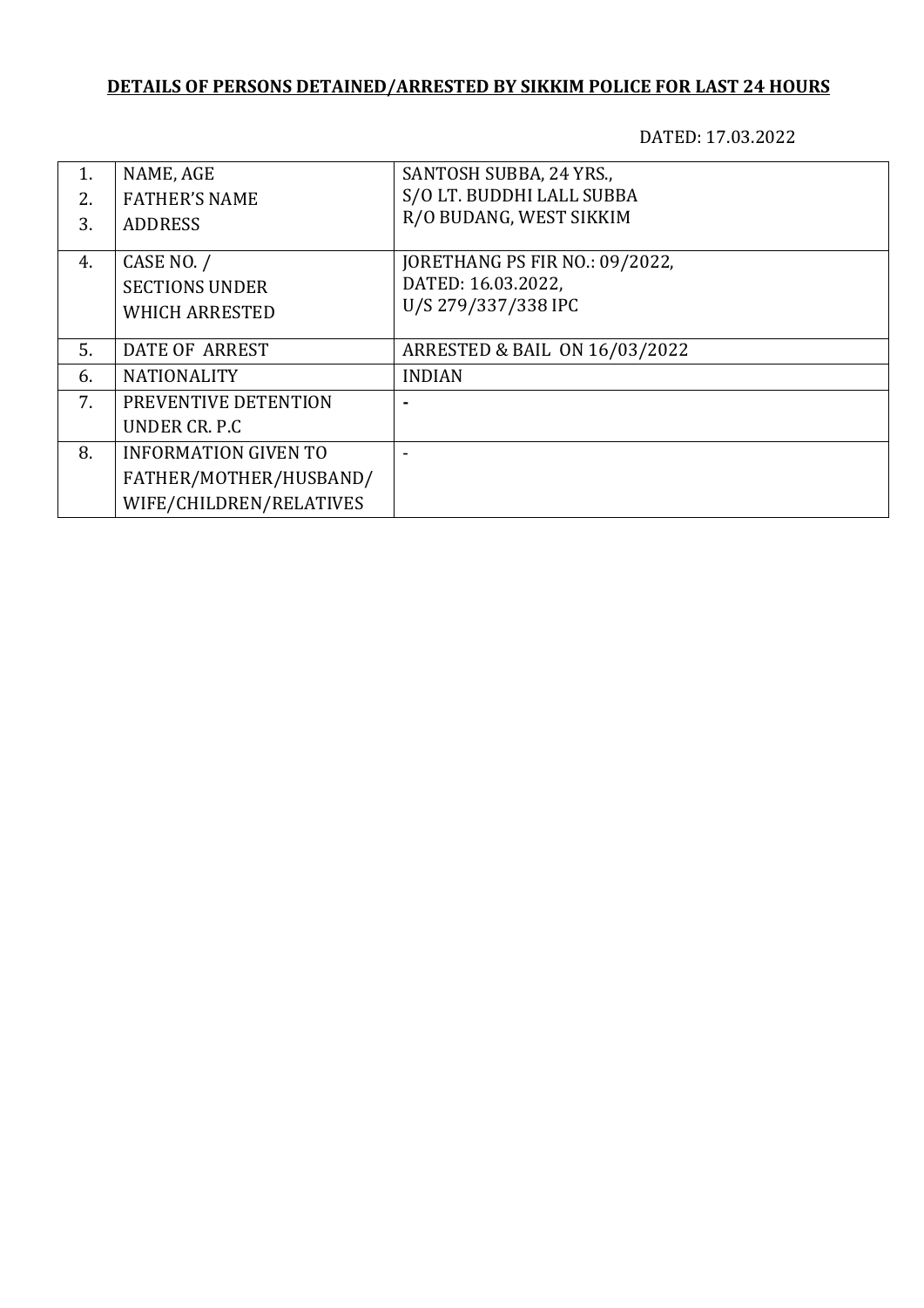**DETAILS OF PERSONS DETAINED/ARRESTED BY SIKKIM POLICE FOR LAST 24 HOURS**

DATED: 17.03.2022

| | | |
|---|---|---|
| 1.<br>2.<br>3. | NAME, AGE<br>FATHER'S NAME<br>ADDRESS | SANTOSH SUBBA, 24 YRS.,<br>S/O LT. BUDDHI LALL SUBBA<br>R/O BUDANG, WEST SIKKIM |
| 4. | CASE NO. /<br>SECTIONS UNDER<br>WHICH ARRESTED | JORETHANG PS FIR NO.: 09/2022,<br>DATED: 16.03.2022,<br>U/S 279/337/338 IPC |
| 5. | DATE OF ARREST | ARRESTED & BAIL ON 16/03/2022 |
| 6. | NATIONALITY | INDIAN |
| 7. | PREVENTIVE DETENTION<br>UNDER CR. P.C | - |
| 8. | INFORMATION GIVEN TO<br>FATHER/MOTHER/HUSBAND/<br>WIFE/CHILDREN/RELATIVES | - |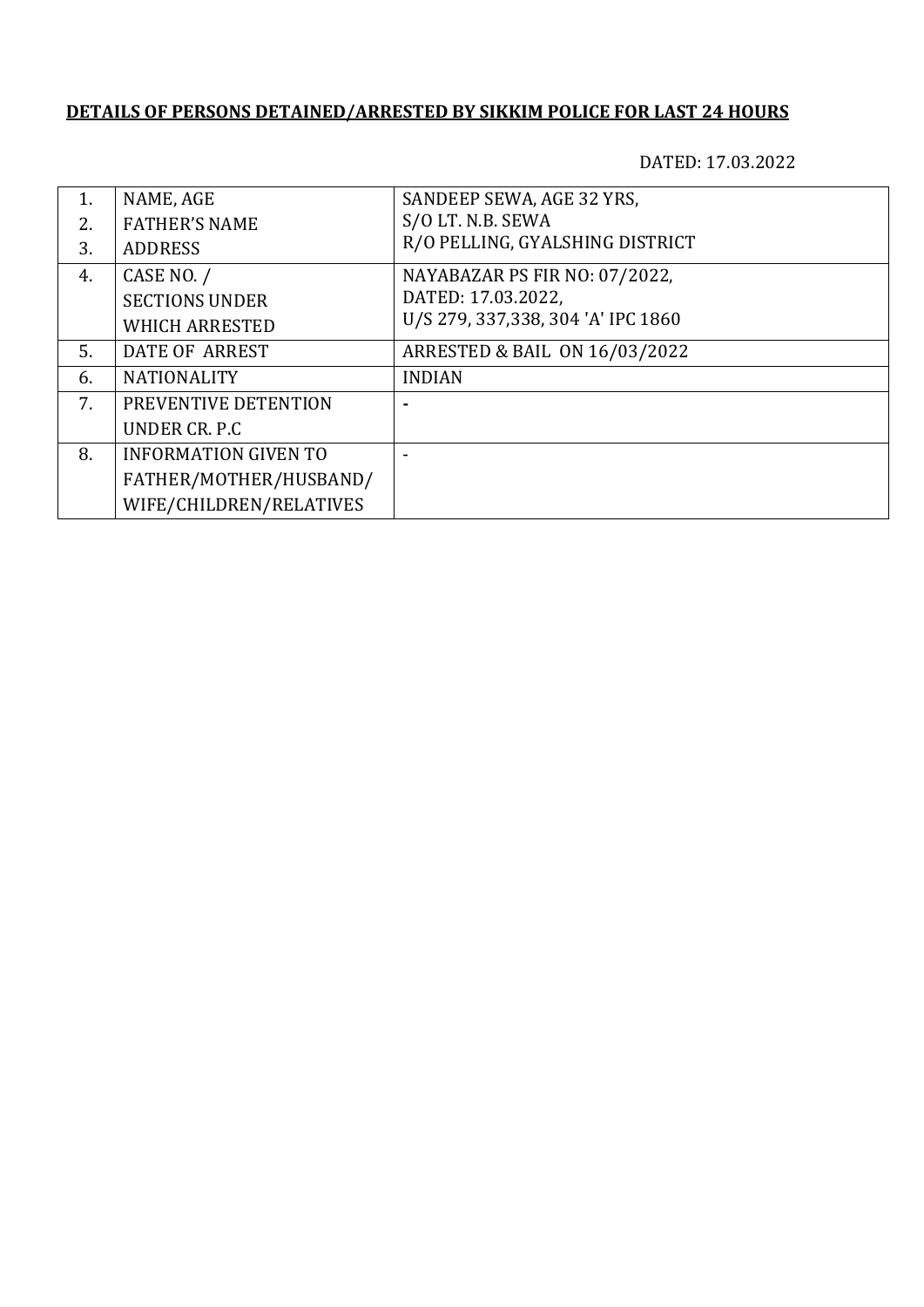**DETAILS OF PERSONS DETAINED/ARRESTED BY SIKKIM POLICE FOR LAST 24 HOURS**

DATED: 17.03.2022

| | | |
|---|---|---|
| 1.<br>2.<br>3. | NAME, AGE<br>FATHER'S NAME<br>ADDRESS | SANDEEP SEWA, AGE 32 YRS,<br>S/O LT. N.B. SEWA<br>R/O PELLING, GYALSHING DISTRICT |
| 4. | CASE NO. /<br>SECTIONS UNDER<br>WHICH ARRESTED | NAYABAZAR PS FIR NO: 07/2022,<br>DATED: 17.03.2022,<br>U/S 279, 337,338, 304 'A' IPC 1860 |
| 5. | DATE OF ARREST | ARRESTED & BAIL ON 16/03/2022 |
| 6. | NATIONALITY | INDIAN |
| 7. | PREVENTIVE DETENTION<br>UNDER CR. P.C | - |
| 8. | INFORMATION GIVEN TO<br>FATHER/MOTHER/HUSBAND/<br>WIFE/CHILDREN/RELATIVES | - |